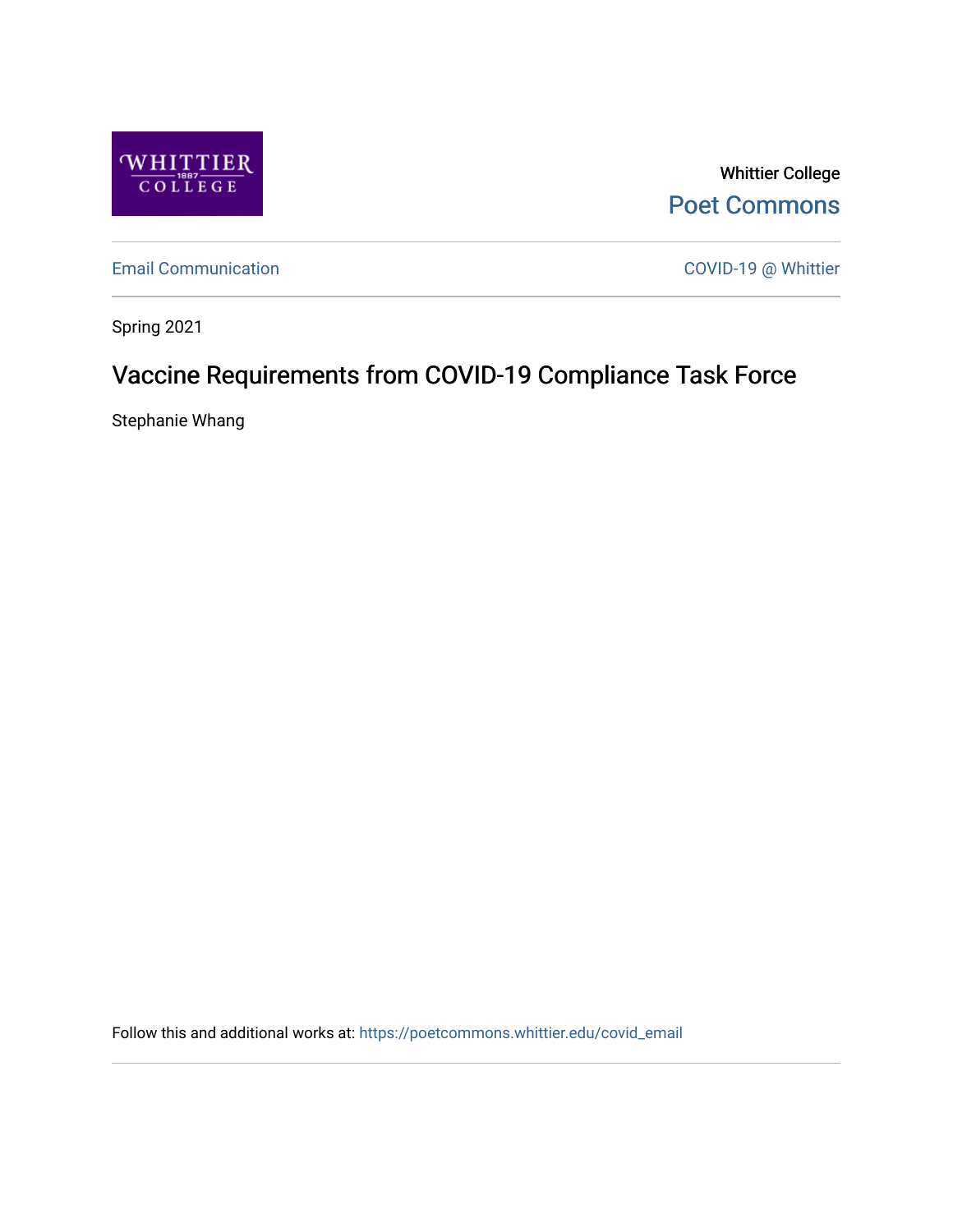Whittier College

Poet Commons

Email Communication

COVID-19 @ Whittier

Spring 2021

# Vaccine Requirements from COVID-19 Compliance Task Force

Stephanie Whang

Follow this and additional works at: https://poetcommons.whittier.edu/covid_email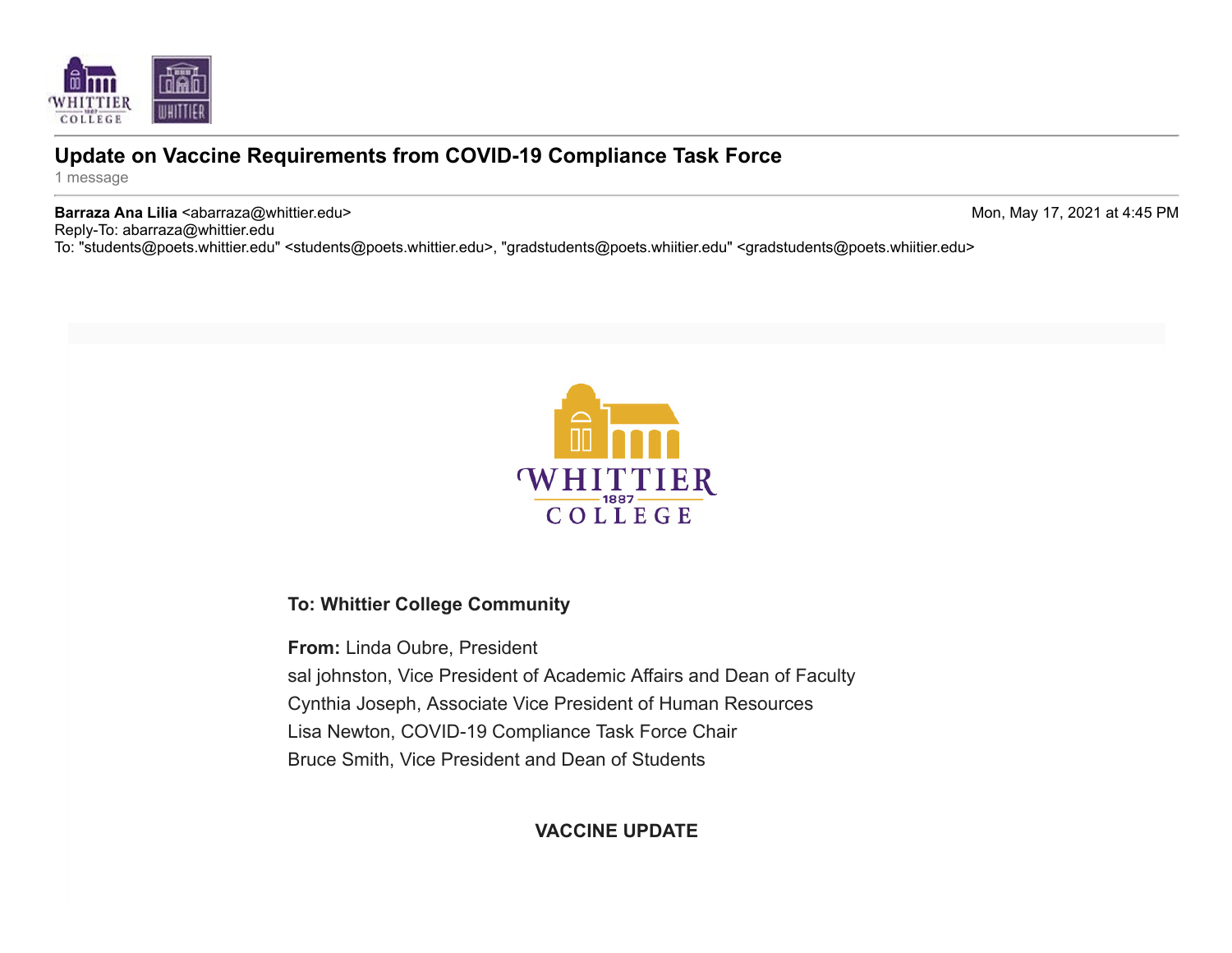## Update on Vaccine Requirements from COVID-19 Compliance Task Force

1 message

**Barraza Ana Lilia** <abarraza@whittier.edu> Mon, May 17, 2021 at 4:45 PM
Reply-To: abarraza@whittier.edu
To: "students@poets.whittier.edu" <students@poets.whittier.edu>, "gradstudents@poets.whiitier.edu" <gradstudents@poets.whiitier.edu>

**To: Whittier College Community**

**From:** Linda Oubre, President
sal johnston, Vice President of Academic Affairs and Dean of Faculty
Cynthia Joseph, Associate Vice President of Human Resources
Lisa Newton, COVID-19 Compliance Task Force Chair
Bruce Smith, Vice President and Dean of Students

**VACCINE UPDATE**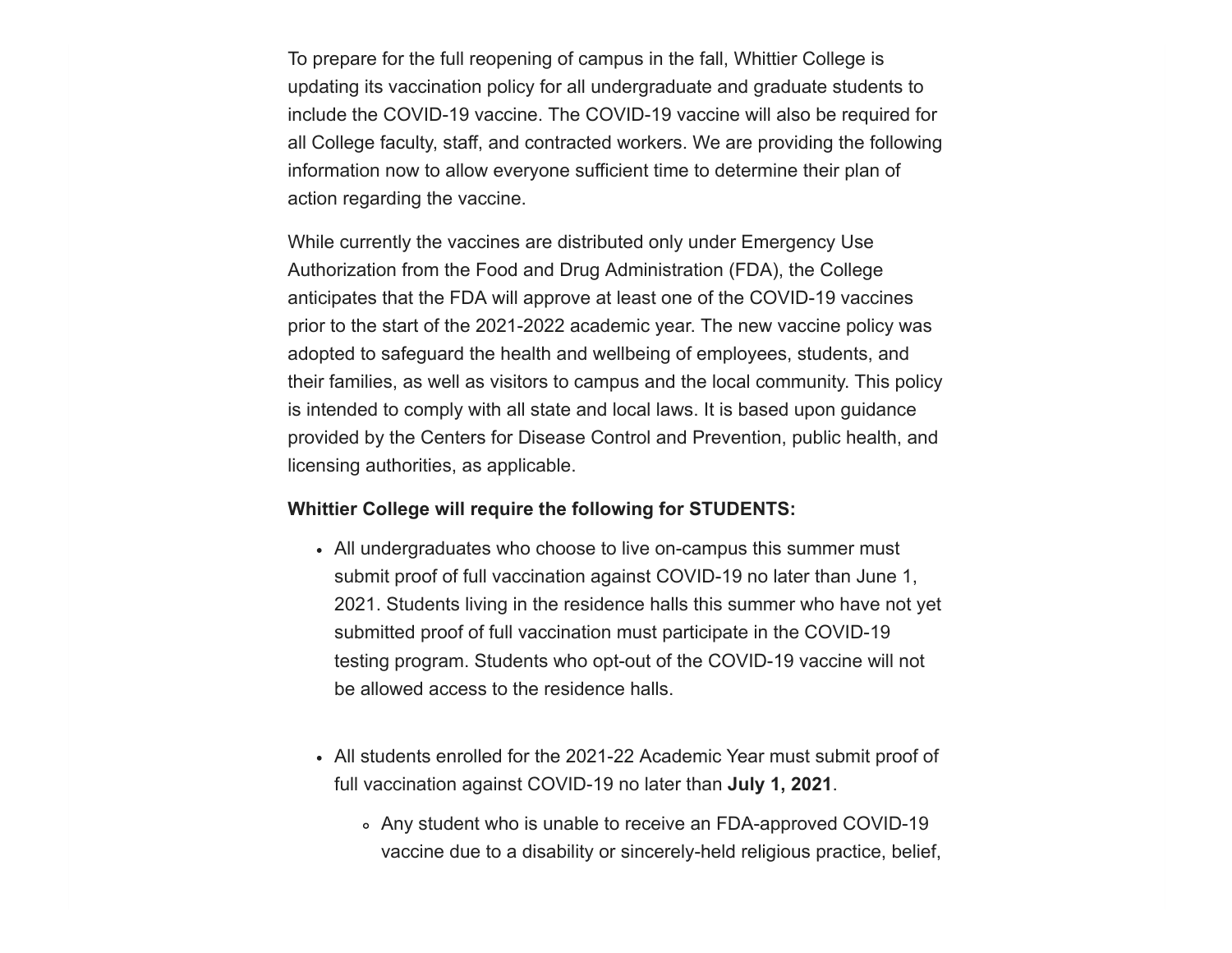To prepare for the full reopening of campus in the fall, Whittier College is updating its vaccination policy for all undergraduate and graduate students to include the COVID-19 vaccine. The COVID-19 vaccine will also be required for all College faculty, staff, and contracted workers. We are providing the following information now to allow everyone sufficient time to determine their plan of action regarding the vaccine.

While currently the vaccines are distributed only under Emergency Use Authorization from the Food and Drug Administration (FDA), the College anticipates that the FDA will approve at least one of the COVID-19 vaccines prior to the start of the 2021-2022 academic year. The new vaccine policy was adopted to safeguard the health and wellbeing of employees, students, and their families, as well as visitors to campus and the local community. This policy is intended to comply with all state and local laws. It is based upon guidance provided by the Centers for Disease Control and Prevention, public health, and licensing authorities, as applicable.

**Whittier College will require the following for STUDENTS:**

- All undergraduates who choose to live on-campus this summer must submit proof of full vaccination against COVID-19 no later than June 1, 2021. Students living in the residence halls this summer who have not yet submitted proof of full vaccination must participate in the COVID-19 testing program. Students who opt-out of the COVID-19 vaccine will not be allowed access to the residence halls.

- All students enrolled for the 2021-22 Academic Year must submit proof of full vaccination against COVID-19 no later than **July 1, 2021**.
    - Any student who is unable to receive an FDA-approved COVID-19 vaccine due to a disability or sincerely-held religious practice, belief,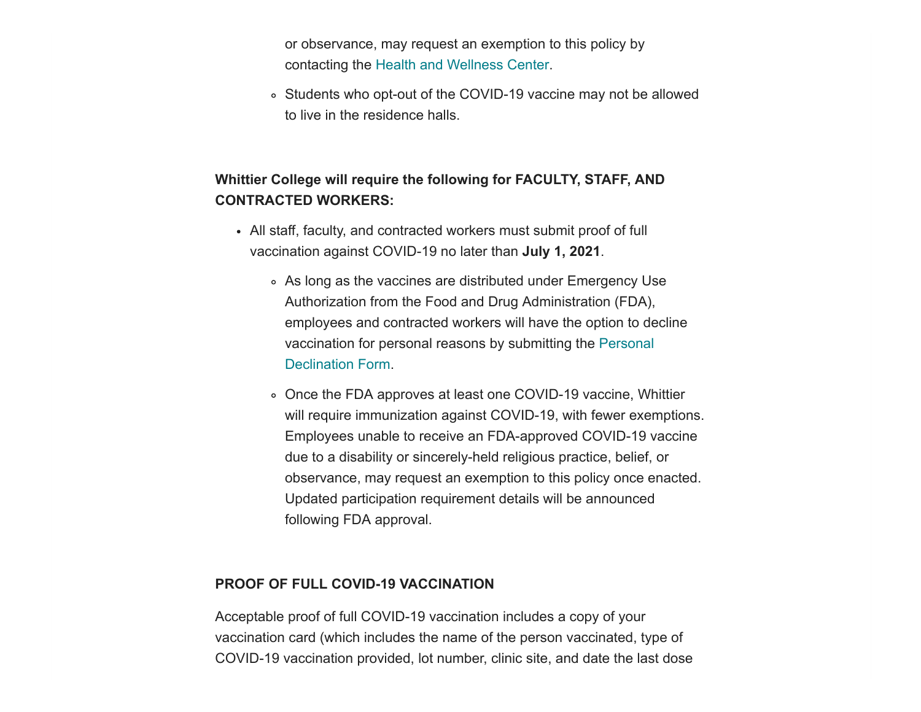- or observance, may request an exemption to this policy by contacting the Health and Wellness Center.
  - Students who opt-out of the COVID-19 vaccine may not be allowed to live in the residence halls.

**Whittier College will require the following for FACULTY, STAFF, AND CONTRACTED WORKERS:**

- All staff, faculty, and contracted workers must submit proof of full vaccination against COVID-19 no later than **July 1, 2021**.
  - As long as the vaccines are distributed under Emergency Use Authorization from the Food and Drug Administration (FDA), employees and contracted workers will have the option to decline vaccination for personal reasons by submitting the Personal Declination Form.
  - Once the FDA approves at least one COVID-19 vaccine, Whittier will require immunization against COVID-19, with fewer exemptions. Employees unable to receive an FDA-approved COVID-19 vaccine due to a disability or sincerely-held religious practice, belief, or observance, may request an exemption to this policy once enacted. Updated participation requirement details will be announced following FDA approval.

**PROOF OF FULL COVID-19 VACCINATION**

Acceptable proof of full COVID-19 vaccination includes a copy of your vaccination card (which includes the name of the person vaccinated, type of COVID-19 vaccination provided, lot number, clinic site, and date the last dose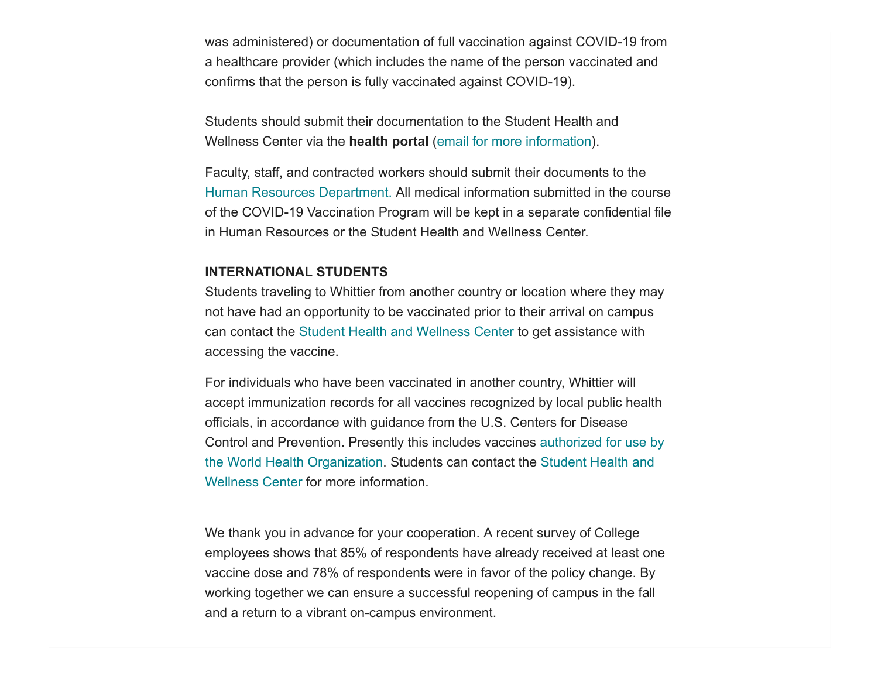was administered) or documentation of full vaccination against COVID-19 from a healthcare provider (which includes the name of the person vaccinated and confirms that the person is fully vaccinated against COVID-19).

Students should submit their documentation to the Student Health and Wellness Center via the **health portal** (email for more information).

Faculty, staff, and contracted workers should submit their documents to the Human Resources Department. All medical information submitted in the course of the COVID-19 Vaccination Program will be kept in a separate confidential file in Human Resources or the Student Health and Wellness Center.

**INTERNATIONAL STUDENTS**

Students traveling to Whittier from another country or location where they may not have had an opportunity to be vaccinated prior to their arrival on campus can contact the Student Health and Wellness Center to get assistance with accessing the vaccine.

For individuals who have been vaccinated in another country, Whittier will accept immunization records for all vaccines recognized by local public health officials, in accordance with guidance from the U.S. Centers for Disease Control and Prevention. Presently this includes vaccines authorized for use by the World Health Organization. Students can contact the Student Health and Wellness Center for more information.

We thank you in advance for your cooperation. A recent survey of College employees shows that 85% of respondents have already received at least one vaccine dose and 78% of respondents were in favor of the policy change. By working together we can ensure a successful reopening of campus in the fall and a return to a vibrant on-campus environment.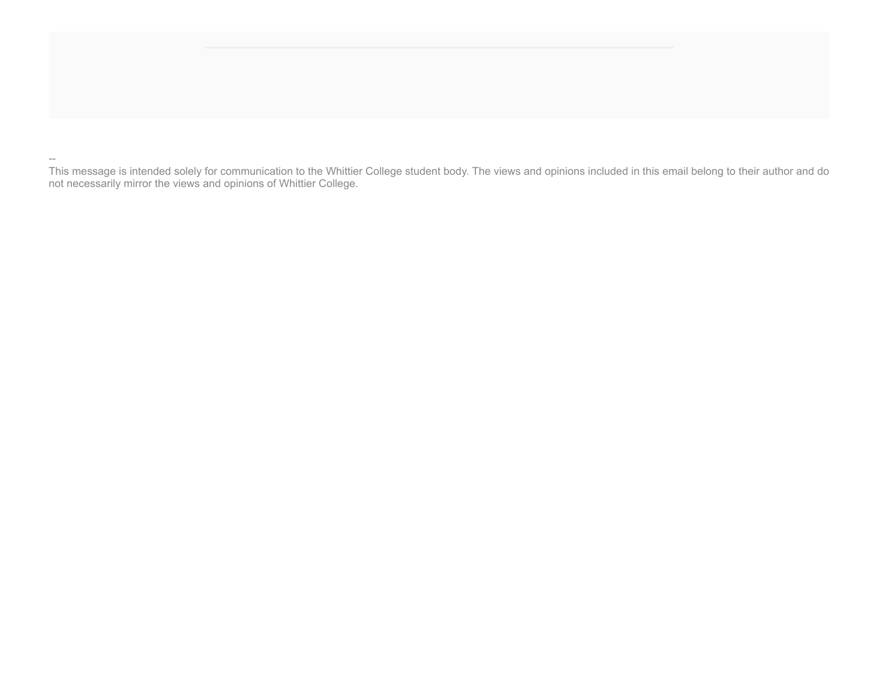--
This message is intended solely for communication to the Whittier College student body. The views and opinions included in this email belong to their author and do not necessarily mirror the views and opinions of Whittier College.